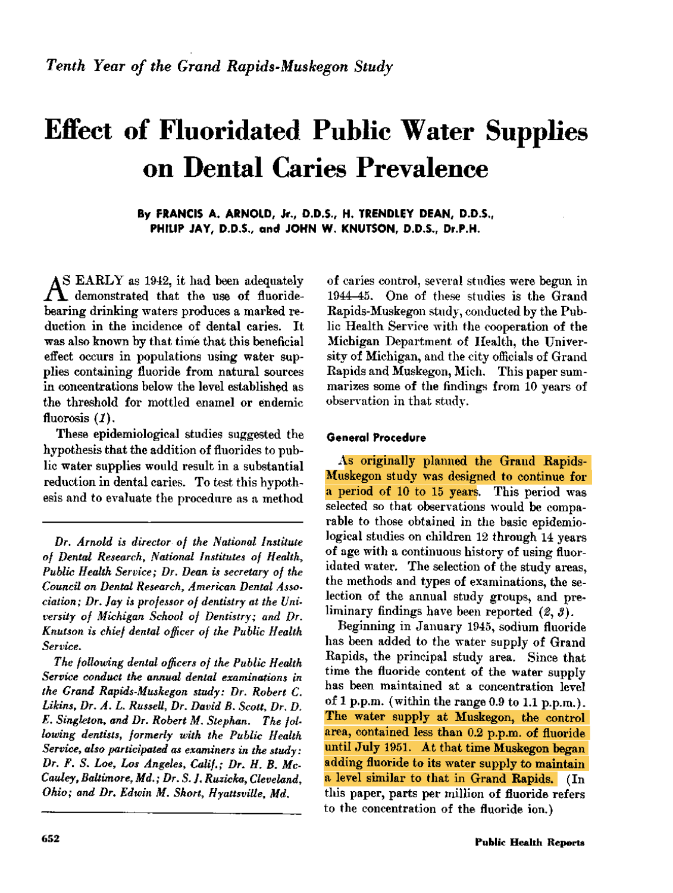*Tenth Year of the Grand Rapids-Muskegon Study*

# Effect of Fluoridated Public Water Supplies on Dental Caries Prevalence

**By FRANCIS A. ARNOLD, Jr., D.D.S., H. TRENDLEY DEAN, D.D.S., PHILIP JAY, D.D.S., and JOHN W. KNUTSON, D.D.S., Dr.P.H.**

AS EARLY as 1942, it had been adequately demonstrated that the use of fluoride-bearing drinking waters produces a marked reduction in the incidence of dental caries. It was also known by that time that this beneficial effect occurs in populations using water supplies containing fluoride from natural sources in concentrations below the level established as the threshold for mottled enamel or endemic fluorosis (*1*).

These epidemiological studies suggested the hypothesis that the addition of fluorides to public water supplies would result in a substantial reduction in dental caries. To test this hypothesis and to evaluate the procedure as a method of caries control, several studies were begun in 1944–45. One of these studies is the Grand Rapids-Muskegon study, conducted by the Public Health Service with the cooperation of the Michigan Department of Health, the University of Michigan, and the city officials of Grand Rapids and Muskegon, Mich. This paper summarizes some of the findings from 10 years of observation in that study.

*Dr. Arnold is director of the National Institute of Dental Research, National Institutes of Health, Public Health Service; Dr. Dean is secretary of the Council on Dental Research, American Dental Association; Dr. Jay is professor of dentistry at the University of Michigan School of Dentistry; and Dr. Knutson is chief dental officer of the Public Health Service.*

*The following dental officers of the Public Health Service conduct the annual dental examinations in the Grand Rapids-Muskegon study: Dr. Robert C. Likins, Dr. A. L. Russell, Dr. David B. Scott, Dr. D. E. Singleton, and Dr. Robert M. Stephan. The following dentists, formerly with the Public Health Service, also participated as examiners in the study: Dr. F. S. Loe, Los Angeles, Calif.; Dr. H. B. McCauley, Baltimore, Md.; Dr. S. J. Ruzicka, Cleveland, Ohio; and Dr. Edwin M. Short, Hyattsville, Md.*

## General Procedure

As originally planned the Grand Rapids-Muskegon study was designed to continue for a period of 10 to 15 years. This period was selected so that observations would be comparable to those obtained in the basic epidemiological studies on children 12 through 14 years of age with a continuous history of using fluoridated water. The selection of the study areas, the methods and types of examinations, the selection of the annual study groups, and preliminary findings have been reported (*2*, *3*).

Beginning in January 1945, sodium fluoride has been added to the water supply of Grand Rapids, the principal study area. Since that time the fluoride content of the water supply has been maintained at a concentration level of 1 p.p.m. (within the range 0.9 to 1.1 p.p.m.). The water supply at Muskegon, the control area, contained less than 0.2 p.p.m. of fluoride until July 1951. At that time Muskegon began adding fluoride to its water supply to maintain a level similar to that in Grand Rapids. (In this paper, parts per million of fluoride refers to the concentration of the fluoride ion.)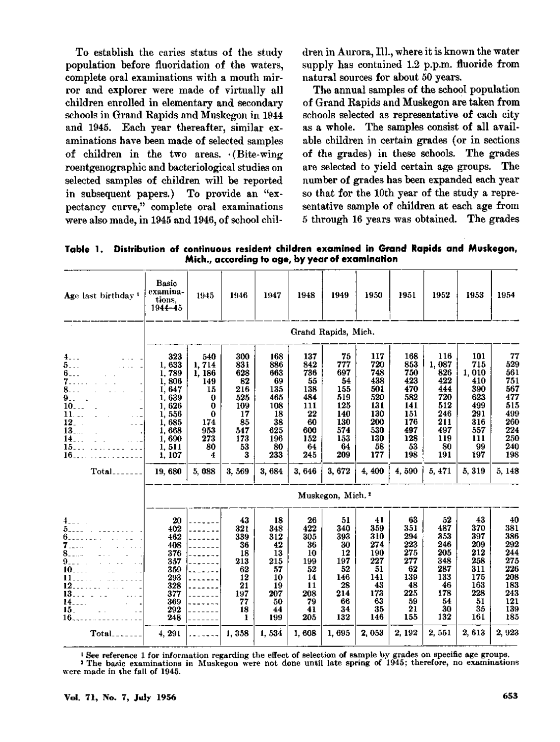To establish the caries status of the study population before fluoridation of the waters, complete oral examinations with a mouth mirror and explorer were made of virtually all children enrolled in elementary and secondary schools in Grand Rapids and Muskegon in 1944 and 1945. Each year thereafter, similar examinations have been made of selected samples of children in the two areas. (Bite-wing roentgenographic and bacteriological studies on selected samples of children will be reported in subsequent papers.) To provide an "expectancy curve," complete oral examinations were also made, in 1945 and 1946, of school children in Aurora, Ill., where it is known the water supply has contained 1.2 p.p.m. fluoride from natural sources for about 50 years.

The annual samples of the school population of Grand Rapids and Muskegon are taken from schools selected as representative of each city as a whole. The samples consist of all available children in certain grades (or in sections of the grades) in these schools. The grades are selected to yield certain age groups. The number of grades has been expanded each year so that for the 10th year of the study a representative sample of children at each age from 5 through 16 years was obtained. The grades

**Table 1. Distribution of continuous resident children examined in Grand Rapids and Muskegon, Mich., according to age, by year of examination**

| Age last birthday [1] | Basic examinations, 1944–45 | 1945 | 1946 | 1947 | 1948 | 1949 | 1950 | 1951 | 1952 | 1953 | 1954 |
|---|---|---|---|---|---|---|---|---|---|---|---|
| | Grand Rapids, Mich. | | | | | | | | | | |
| 4 | 323 | 540 | 300 | 168 | 137 | 75 | 117 | 168 | 116 | 101 | 77 |
| 5 | 1,633 | 1,714 | 831 | 886 | 842 | 777 | 720 | 853 | 1,087 | 715 | 529 |
| 6 | 1,789 | 1,186 | 628 | 663 | 736 | 697 | 748 | 750 | 826 | 1,010 | 561 |
| 7 | 1,806 | 149 | 82 | 69 | 55 | 54 | 438 | 423 | 422 | 410 | 751 |
| 8 | 1,647 | 15 | 216 | 135 | 138 | 155 | 501 | 470 | 444 | 390 | 567 |
| 9 | 1,639 | 0 | 525 | 465 | 484 | 519 | 520 | 582 | 720 | 623 | 477 |
| 10 | 1,626 | 0 | 109 | 108 | 111 | 125 | 131 | 141 | 512 | 499 | 515 |
| 11 | 1,556 | 0 | 17 | 18 | 22 | 140 | 130 | 151 | 246 | 291 | 499 |
| 12 | 1,685 | 174 | 85 | 38 | 60 | 130 | 200 | 176 | 211 | 316 | 260 |
| 13 | 1,668 | 953 | 547 | 625 | 600 | 574 | 530 | 497 | 497 | 557 | 224 |
| 14 | 1,690 | 273 | 173 | 196 | 152 | 153 | 130 | 128 | 119 | 111 | 250 |
| 15 | 1,511 | 80 | 53 | 80 | 64 | 64 | 58 | 53 | 80 | 99 | 240 |
| 16 | 1,107 | 4 | 3 | 233 | 245 | 209 | 177 | 198 | 191 | 197 | 198 |
| Total | 19,680 | 5,088 | 3,569 | 3,684 | 3,646 | 3,672 | 4,400 | 4,590 | 5,471 | 5,319 | 5,148 |
| | Muskegon, Mich. [2] | | | | | | | | | | |
| 4 | 20 | ------- | 43 | 18 | 26 | 51 | 41 | 63 | 52 | 43 | 40 |
| 5 | 402 | ------- | 321 | 348 | 422 | 340 | 359 | 351 | 487 | 370 | 381 |
| 6 | 462 | ------- | 339 | 312 | 305 | 393 | 310 | 294 | 353 | 397 | 386 |
| 7 | 408 | ------- | 36 | 42 | 36 | 30 | 274 | 223 | 246 | 209 | 292 |
| 8 | 376 | ------- | 18 | 13 | 10 | 12 | 190 | 275 | 205 | 212 | 244 |
| 9 | 357 | ------- | 213 | 215 | 199 | 197 | 227 | 277 | 348 | 258 | 275 |
| 10 | 359 | ------- | 62 | 57 | 52 | 52 | 51 | 62 | 287 | 311 | 226 |
| 11 | 293 | ------- | 12 | 10 | 14 | 146 | 141 | 139 | 133 | 175 | 208 |
| 12 | 328 | ------- | 21 | 19 | 11 | 28 | 43 | 48 | 46 | 163 | 183 |
| 13 | 377 | ------- | 197 | 207 | 208 | 214 | 173 | 225 | 178 | 228 | 243 |
| 14 | 369 | ------- | 77 | 50 | 79 | 66 | 63 | 59 | 54 | 51 | 121 |
| 15 | 292 | ------- | 18 | 44 | 41 | 34 | 35 | 21 | 30 | 35 | 139 |
| 16 | 248 | ------- | 1 | 199 | 205 | 132 | 146 | 155 | 132 | 161 | 185 |
| Total | 4,291 | ------- | 1,358 | 1,534 | 1,608 | 1,695 | 2,053 | 2,192 | 2,551 | 2,613 | 2,923 |

[1] See reference 1 for information regarding the effect of selection of sample by grades on specific age groups.
[2] The basic examinations in Muskegon were not done until late spring of 1945; therefore, no examinations were made in the fall of 1945.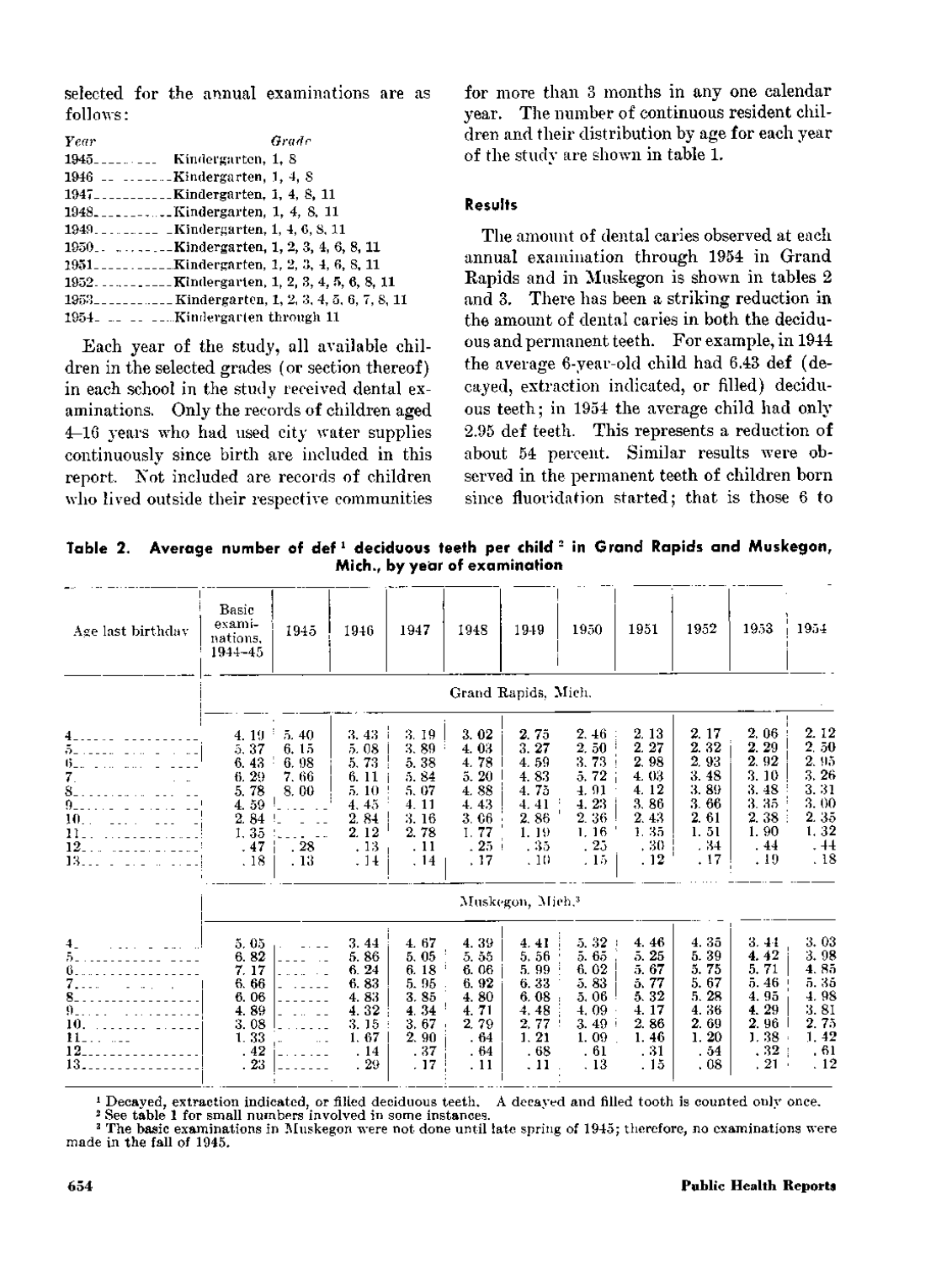selected for the annual examinations are as follows:

| *Year* | *Grade* |
|---|---|
| 1945 | Kindergarten, 1, 8 |
| 1946 | Kindergarten, 1, 4, 8 |
| 1947 | Kindergarten, 1, 4, 8, 11 |
| 1948 | Kindergarten, 1, 4, 8, 11 |
| 1949 | Kindergarten, 1, 4, 6, 8, 11 |
| 1950 | Kindergarten, 1, 2, 3, 4, 6, 8, 11 |
| 1951 | Kindergarten, 1, 2, 3, 4, 6, 8, 11 |
| 1952 | Kindergarten, 1, 2, 3, 4, 5, 6, 8, 11 |
| 1953 | Kindergarten, 1, 2, 3, 4, 5, 6, 7, 8, 11 |
| 1954 | Kindergarten through 11 |

Each year of the study, all available children in the selected grades (or section thereof) in each school in the study received dental examinations. Only the records of children aged 4–16 years who had used city water supplies continuously since birth are included in this report. Not included are records of children who lived outside their respective communities for more than 3 months in any one calendar year. The number of continuous resident children and their distribution by age for each year of the study are shown in table 1.

### Results

The amount of dental caries observed at each annual examination through 1954 in Grand Rapids and in Muskegon is shown in tables 2 and 3. There has been a striking reduction in the amount of dental caries in both the deciduous and permanent teeth. For example, in 1944 the average 6-year-old child had 6.43 def (decayed, extraction indicated, or filled) deciduous teeth; in 1954 the average child had only 2.95 def teeth. This represents a reduction of about 54 percent. Similar results were observed in the permanent teeth of children born since fluoridation started; that is those 6 to

**Table 2. Average number of def [1] deciduous teeth per child [2] in Grand Rapids and Muskegon, Mich., by year of examination**

| Age last birthday | Basic examinations, 1944–45 | 1945 | 1946 | 1947 | 1948 | 1949 | 1950 | 1951 | 1952 | 1953 | 1954 |
|---|---|---|---|---|---|---|---|---|---|---|---|
| | Grand Rapids, Mich. | | | | | | | | | | |
| 4 | 4.19 | 5.40 | 3.43 | 3.19 | 3.02 | 2.75 | 2.46 | 2.13 | 2.17 | 2.06 | 2.12 |
| 5 | 5.37 | 6.15 | 5.08 | 3.89 | 4.03 | 3.27 | 2.50 | 2.27 | 2.32 | 2.29 | 2.50 |
| 6 | 6.43 | 6.98 | 5.73 | 5.38 | 4.78 | 4.59 | 3.73 | 2.98 | 2.93 | 2.92 | 2.95 |
| 7 | 6.29 | 7.66 | 6.11 | 5.84 | 5.20 | 4.83 | 5.72 | 4.03 | 3.48 | 3.10 | 3.26 |
| 8 | 5.78 | 8.00 | 5.10 | 5.07 | 4.88 | 4.75 | 4.91 | 4.12 | 3.89 | 3.48 | 3.31 |
| 9 | 4.59 | | 4.45 | 4.11 | 4.43 | 4.41 | 4.23 | 3.86 | 3.66 | 3.35 | 3.00 |
| 10 | 2.84 | | 2.84 | 3.16 | 3.66 | 2.86 | 2.36 | 2.43 | 2.61 | 2.38 | 2.35 |
| 11 | 1.35 | | 2.12 | 2.78 | 1.77 | 1.19 | 1.16 | 1.35 | 1.51 | 1.90 | 1.32 |
| 12 | .47 | .28 | .13 | .11 | .25 | .35 | .25 | .30 | .34 | .44 | .44 |
| 13 | .18 | .13 | .14 | .14 | .17 | .10 | .15 | .12 | .17 | .19 | .18 |
| | Muskegon, Mich.[3] | | | | | | | | | | |
| 4 | 5.05 | | 3.44 | 4.67 | 4.39 | 4.41 | 5.32 | 4.46 | 4.35 | 3.44 | 3.03 |
| 5 | 6.82 | | 5.86 | 5.05 | 5.55 | 5.56 | 5.65 | 5.25 | 5.39 | 4.42 | 3.98 |
| 6 | 7.17 | | 6.24 | 6.18 | 6.06 | 5.99 | 6.02 | 5.67 | 5.75 | 5.71 | 4.85 |
| 7 | 6.66 | | 6.83 | 5.95 | 6.92 | 6.33 | 5.83 | 5.77 | 5.67 | 5.46 | 5.35 |
| 8 | 6.06 | | 4.83 | 3.85 | 4.80 | 6.08 | 5.06 | 5.32 | 5.28 | 4.95 | 4.98 |
| 9 | 4.89 | | 4.32 | 4.34 | 4.71 | 4.48 | 4.09 | 4.17 | 4.36 | 4.29 | 3.81 |
| 10 | 3.08 | | 3.15 | 3.67 | 2.79 | 2.77 | 3.49 | 2.86 | 2.69 | 2.96 | 2.75 |
| 11 | 1.33 | | 1.67 | 2.90 | .64 | 1.21 | 1.09 | 1.46 | 1.20 | 1.38 | 1.42 |
| 12 | .42 | | .14 | .37 | .64 | .68 | .61 | .31 | .54 | .32 | .61 |
| 13 | .23 | | .29 | .17 | .11 | .11 | .13 | .15 | .08 | .21 | .12 |

[1] Decayed, extraction indicated, or filled deciduous teeth. A decayed and filled tooth is counted only once.
[2] See table 1 for small numbers involved in some instances.
[3] The basic examinations in Muskegon were not done until late spring of 1945; therefore, no examinations were made in the fall of 1945.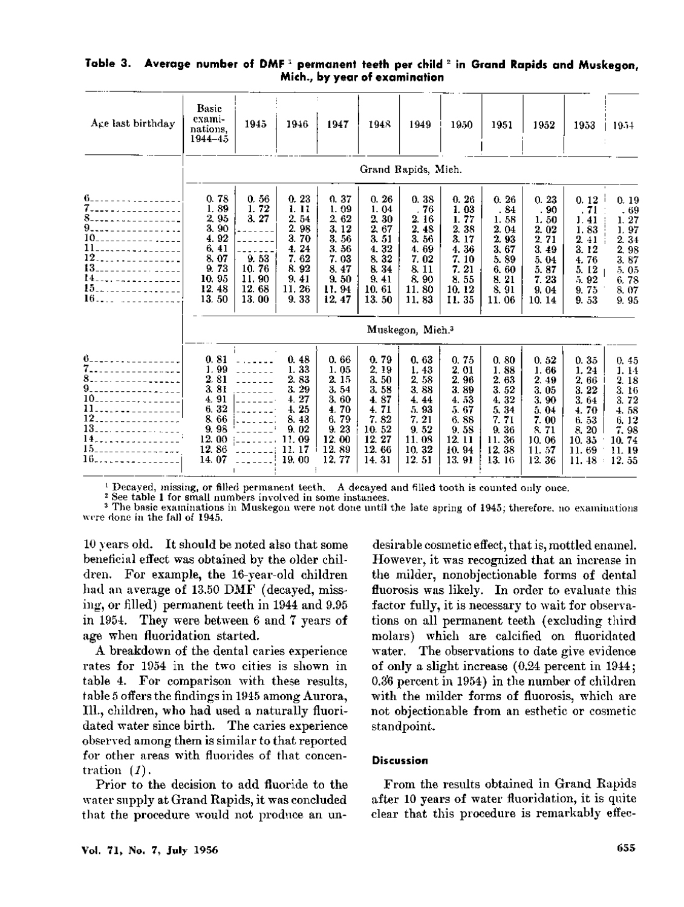**Table 3. Average number of DMF [1] permanent teeth per child [2] in Grand Rapids and Muskegon, Mich., by year of examination**

| Age last birthday | Basic examinations, 1944–45 | 1945 | 1946 | 1947 | 1948 | 1949 | 1950 | 1951 | 1952 | 1953 | 1954 |
|---|---|---|---|---|---|---|---|---|---|---|---|
| | Grand Rapids, Mich. | | | | | | | | | | |
| 6 | 0.78 | 0.56 | 0.23 | 0.37 | 0.26 | 0.38 | 0.26 | 0.26 | 0.23 | 0.12 | 0.19 |
| 7 | 1.89 | 1.72 | 1.11 | 1.09 | 1.04 | .76 | 1.03 | .84 | .90 | .71 | .69 |
| 8 | 2.95 | 3.27 | 2.54 | 2.62 | 2.30 | 2.16 | 1.77 | 1.58 | 1.50 | 1.41 | 1.27 |
| 9 | 3.90 | | 2.98 | 3.12 | 2.67 | 2.48 | 2.38 | 2.04 | 2.02 | 1.83 | 1.97 |
| 10 | 4.92 | | 3.70 | 3.56 | 3.51 | 3.56 | 3.17 | 2.93 | 2.71 | 2.41 | 2.34 |
| 11 | 6.41 | | 4.24 | 3.56 | 4.32 | 4.69 | 4.36 | 3.67 | 3.49 | 3.12 | 2.98 |
| 12 | 8.07 | 9.53 | 7.62 | 7.03 | 8.32 | 7.02 | 7.10 | 5.89 | 5.04 | 4.76 | 3.87 |
| 13 | 9.73 | 10.76 | 8.92 | 8.47 | 8.34 | 8.11 | 7.21 | 6.60 | 5.87 | 5.12 | 5.05 |
| 14 | 10.95 | 11.90 | 9.41 | 9.50 | 9.41 | 8.90 | 8.55 | 8.21 | 7.23 | 5.92 | 6.78 |
| 15 | 12.48 | 12.68 | 11.26 | 11.94 | 10.61 | 11.80 | 10.12 | 8.91 | 9.04 | 9.75 | 8.07 |
| 16 | 13.50 | 13.00 | 9.33 | 12.47 | 13.50 | 11.83 | 11.35 | 11.06 | 10.14 | 9.53 | 9.95 |
| | Muskegon, Mich.[3] | | | | | | | | | | |
| 6 | 0.81 | ------- | 0.48 | 0.66 | 0.79 | 0.63 | 0.75 | 0.80 | 0.52 | 0.35 | 0.45 |
| 7 | 1.99 | ------- | 1.33 | 1.05 | 2.19 | 1.43 | 2.01 | 1.88 | 1.66 | 1.24 | 1.14 |
| 8 | 2.81 | ------- | 2.83 | 2.15 | 3.50 | 2.58 | 2.96 | 2.63 | 2.49 | 2.66 | 2.18 |
| 9 | 3.81 | ------- | 3.29 | 3.54 | 3.58 | 3.88 | 3.89 | 3.52 | 3.05 | 3.22 | 3.16 |
| 10 | 4.91 | ------- | 4.27 | 3.60 | 4.87 | 4.44 | 4.53 | 4.32 | 3.90 | 3.64 | 3.72 |
| 11 | 6.32 | ------- | 4.25 | 4.70 | 4.71 | 5.93 | 5.67 | 5.34 | 5.04 | 4.70 | 4.58 |
| 12 | 8.66 | ------- | 8.43 | 6.79 | 7.82 | 7.21 | 6.88 | 7.71 | 7.00 | 6.53 | 6.12 |
| 13 | 9.98 | ------- | 9.02 | 9.23 | 10.52 | 9.52 | 9.58 | 9.36 | 8.71 | 8.20 | 7.98 |
| 14 | 12.00 | ------- | 11.09 | 12.00 | 12.27 | 11.08 | 12.11 | 11.36 | 10.06 | 10.35 | 10.74 |
| 15 | 12.86 | ------- | 11.17 | 12.89 | 12.66 | 10.32 | 10.94 | 12.38 | 11.57 | 11.69 | 11.19 |
| 16 | 14.07 | ------- | 19.00 | 12.77 | 14.31 | 12.51 | 13.91 | 13.16 | 12.36 | 11.48 | 12.55 |

[1] Decayed, missing, or filled permanent teeth. A decayed and filled tooth is counted only once.
[2] See table 1 for small numbers involved in some instances.
[3] The basic examinations in Muskegon were not done until the late spring of 1945; therefore, no examinations were done in the fall of 1945.

10 years old. It should be noted also that some beneficial effect was obtained by the older children. For example, the 16-year-old children had an average of 13.50 DMF (decayed, missing, or filled) permanent teeth in 1944 and 9.95 in 1954. They were between 6 and 7 years of age when fluoridation started.

A breakdown of the dental caries experience rates for 1954 in the two cities is shown in table 4. For comparison with these results, table 5 offers the findings in 1945 among Aurora, Ill., children, who had used a naturally fluoridated water since birth. The caries experience observed among them is similar to that reported for other areas with fluorides of that concentration (*1*).

Prior to the decision to add fluoride to the water supply at Grand Rapids, it was concluded that the procedure would not produce an undesirable cosmetic effect, that is, mottled enamel. However, it was recognized that an increase in the milder, nonobjectionable forms of dental fluorosis was likely. In order to evaluate this factor fully, it is necessary to wait for observations on all permanent teeth (excluding third molars) which are calcified on fluoridated water. The observations to date give evidence of only a slight increase (0.24 percent in 1944; 0.36 percent in 1954) in the number of children with the milder forms of fluorosis, which are not objectionable from an esthetic or cosmetic standpoint.

### Discussion

From the results obtained in Grand Rapids after 10 years of water fluoridation, it is quite clear that this procedure is remarkably effec-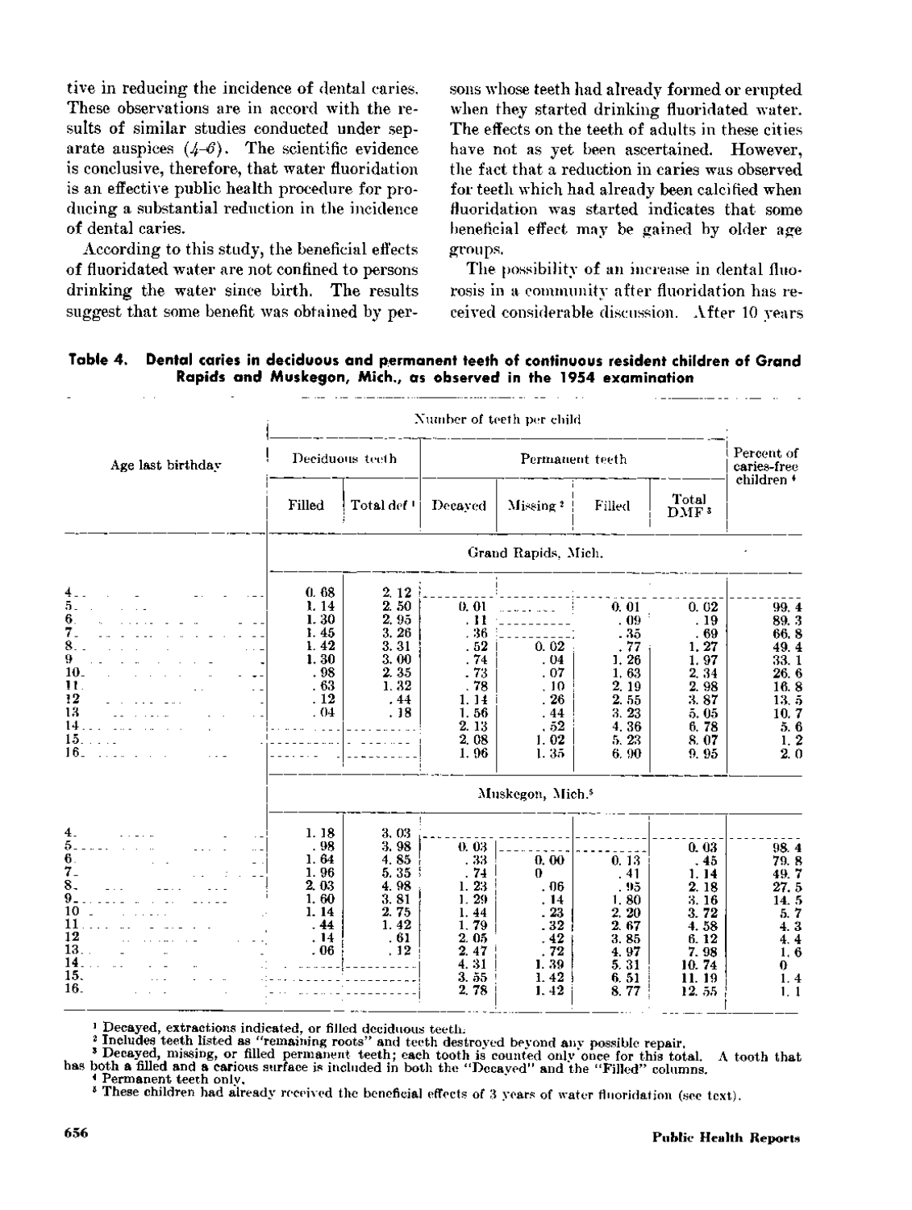tive in reducing the incidence of dental caries. These observations are in accord with the results of similar studies conducted under separate auspices (4–6). The scientific evidence is conclusive, therefore, that water fluoridation is an effective public health procedure for producing a substantial reduction in the incidence of dental caries.

According to this study, the beneficial effects of fluoridated water are not confined to persons drinking the water since birth. The results suggest that some benefit was obtained by persons whose teeth had already formed or erupted when they started drinking fluoridated water. The effects on the teeth of adults in these cities have not as yet been ascertained. However, the fact that a reduction in caries was observed for teeth which had already been calcified when fluoridation was started indicates that some beneficial effect may be gained by older age groups.

The possibility of an increase in dental fluorosis in a community after fluoridation has received considerable discussion. After 10 years

**Table 4. Dental caries in deciduous and permanent teeth of continuous resident children of Grand Rapids and Muskegon, Mich., as observed in the 1954 examination**

| Age last birthday | Number of teeth per child | | | | | | Percent of caries-free children [4] |
|---|---|---|---|---|---|---|---|
| | Deciduous teeth | | Permanent teeth | | | | |
| | Filled | Total def [1] | Decayed | Missing [2] | Filled | Total DMF [3] | |
| | **Grand Rapids, Mich.** | | | | | | |
| 4 | 0.68 | 2.12 | | | | | |
| 5 | 1.14 | 2.50 | 0.01 | | 0.01 | 0.02 | 99.4 |
| 6 | 1.30 | 2.95 | .11 | | .09 | .19 | 89.3 |
| 7 | 1.45 | 3.26 | .36 | | .35 | .69 | 66.8 |
| 8 | 1.42 | 3.31 | .52 | 0.02 | .77 | 1.27 | 49.4 |
| 9 | 1.30 | 3.00 | .74 | .04 | 1.26 | 1.97 | 33.1 |
| 10 | .98 | 2.35 | .73 | .07 | 1.63 | 2.34 | 26.6 |
| 11 | .63 | 1.32 | .78 | .10 | 2.19 | 2.98 | 16.8 |
| 12 | .12 | .44 | 1.14 | .26 | 2.55 | 3.87 | 13.5 |
| 13 | .04 | .18 | 1.56 | .44 | 3.23 | 5.05 | 10.7 |
| 14 | | | 2.13 | .52 | 4.36 | 6.78 | 5.6 |
| 15 | | | 2.08 | 1.02 | 5.23 | 8.07 | 1.2 |
| 16 | | | 1.96 | 1.35 | 6.90 | 9.95 | 2.0 |
| | **Muskegon, Mich.** [5] | | | | | | |
| 4 | 1.18 | 3.03 | | | | | |
| 5 | .98 | 3.98 | 0.03 | | | 0.03 | 98.4 |
| 6 | 1.64 | 4.85 | .33 | 0.00 | 0.13 | .45 | 79.8 |
| 7 | 1.96 | 5.35 | .74 | 0 | .41 | 1.14 | 49.7 |
| 8 | 2.03 | 4.98 | 1.23 | .06 | .95 | 2.18 | 27.5 |
| 9 | 1.60 | 3.81 | 1.29 | .14 | 1.80 | 3.16 | 14.5 |
| 10 | 1.14 | 2.75 | 1.44 | .23 | 2.20 | 3.72 | 5.7 |
| 11 | .44 | 1.42 | 1.79 | .32 | 2.67 | 4.58 | 4.3 |
| 12 | .14 | .61 | 2.05 | .42 | 3.85 | 6.12 | 4.4 |
| 13 | .06 | .12 | 2.47 | .72 | 4.97 | 7.98 | 1.6 |
| 14 | | | 4.31 | 1.39 | 5.31 | 10.74 | 0 |
| 15 | | | 3.55 | 1.42 | 6.51 | 11.19 | 1.4 |
| 16 | | | 2.78 | 1.42 | 8.77 | 12.55 | 1.1 |

[1] Decayed, extractions indicated, or filled deciduous teeth.
[2] Includes teeth listed as "remaining roots" and teeth destroyed beyond any possible repair.
[3] Decayed, missing, or filled permanent teeth; each tooth is counted only once for this total. A tooth that has both a filled and a carious surface is included in both the "Decayed" and the "Filled" columns.
[4] Permanent teeth only.
[5] These children had already received the beneficial effects of 3 years of water fluoridation (see text).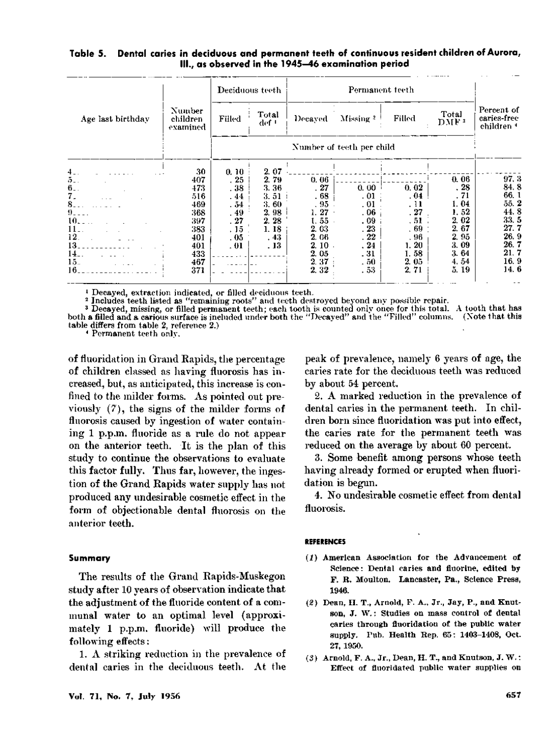**Table 5. Dental caries in deciduous and permanent teeth of continuous resident children of Aurora, Ill., as observed in the 1945–46 examination period**

| Age last birthday | Number children examined | Deciduous teeth | | Permanent teeth | | | | Percent of caries-free children [4] |
|---|---|---|---|---|---|---|---|---|
| | | Filled | Total def [1] | Decayed | Missing [2] | Filled | Total DMF [3] | |
| | | Number of teeth per child | | | | | | |
| 4 | 30 | 0.10 | 2.07 | | | | | |
| 5 | 407 | .25 | 2.79 | 0.06 | | | 0.06 | 97.3 |
| 6 | 473 | .38 | 3.36 | .27 | 0.00 | 0.02 | .28 | 84.8 |
| 7 | 516 | .44 | 3.51 | .68 | .01 | .04 | .71 | 66.1 |
| 8 | 469 | .54 | 3.60 | .95 | .01 | .11 | 1.04 | 55.2 |
| 9 | 368 | .49 | 2.98 | 1.27 | .06 | .27 | 1.52 | 44.8 |
| 10 | 397 | .27 | 2.28 | 1.55 | .09 | .51 | 2.02 | 33.5 |
| 11 | 383 | .15 | 1.18 | 2.03 | .23 | .69 | 2.67 | 27.7 |
| 12 | 401 | .05 | .43 | 2.06 | .22 | .96 | 2.95 | 26.9 |
| 13 | 401 | .01 | .13 | 2.10 | .24 | 1.20 | 3.09 | 26.7 |
| 14 | 433 | | | 2.05 | .31 | 1.58 | 3.64 | 21.7 |
| 15 | 467 | | | 2.37 | .50 | 2.05 | 4.54 | 16.9 |
| 16 | 371 | | | 2.32 | .53 | 2.71 | 5.19 | 14.6 |

[1] Decayed, extraction indicated, or filled deciduous teeth.
[2] Includes teeth listed as "remaining roots" and teeth destroyed beyond any possible repair.
[3] Decayed, missing, or filled permanent teeth; each tooth is counted only once for this total. A tooth that has both a filled and a carious surface is included under both the "Decayed" and the "Filled" columns. (Note that this table differs from table 2, reference 2.)
[4] Permanent teeth only.

of fluoridation in Grand Rapids, the percentage of children classed as having fluorosis has increased, but, as anticipated, this increase is confined to the milder forms. As pointed out previously (7), the signs of the milder forms of fluorosis caused by ingestion of water containing 1 p.p.m. fluoride as a rule do not appear on the anterior teeth. It is the plan of this study to continue the observations to evaluate this factor fully. Thus far, however, the ingestion of the Grand Rapids water supply has not produced any undesirable cosmetic effect in the form of objectionable dental fluorosis on the anterior teeth.

#### Summary

The results of the Grand Rapids-Muskegon study after 10 years of observation indicate that the adjustment of the fluoride content of a communal water to an optimal level (approximately 1 p.p.m. fluoride) will produce the following effects:

1. A striking reduction in the prevalence of dental caries in the deciduous teeth. At the peak of prevalence, namely 6 years of age, the caries rate for the deciduous teeth was reduced by about 54 percent.

2. A marked reduction in the prevalence of dental caries in the permanent teeth. In children born since fluoridation was put into effect, the caries rate for the permanent teeth was reduced on the average by about 60 percent.

3. Some benefit among persons whose teeth having already formed or erupted when fluoridation is begun.

4. No undesirable cosmetic effect from dental fluorosis.

#### REFERENCES

(1) American Association for the Advancement of Science: Dental caries and fluorine, edited by F. R. Moulton. Lancaster, Pa., Science Press, 1946.

(2) Dean, H. T., Arnold, F. A., Jr., Jay, P., and Knutson, J. W.: Studies on mass control of dental caries through fluoridation of the public water supply. Pub. Health Rep. 65: 1403–1408, Oct. 27, 1950.

(3) Arnold, F. A., Jr., Dean, H. T., and Knutson, J. W.: Effect of fluoridated public water supplies on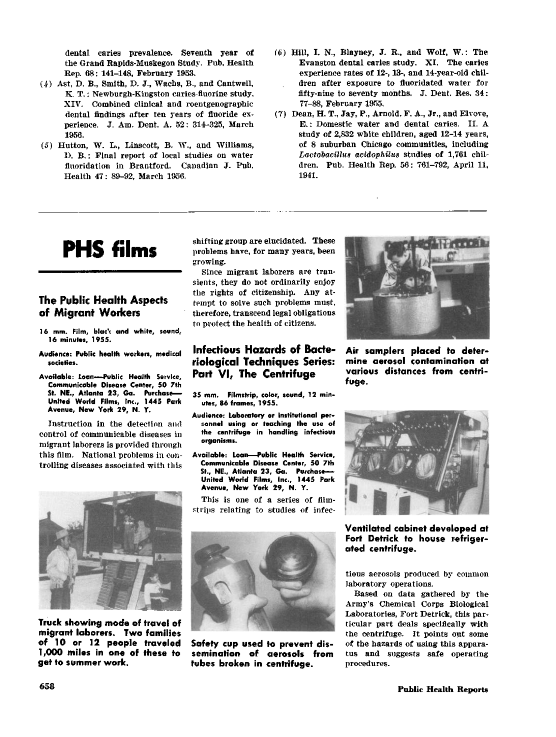dental caries prevalence. Seventh year of the Grand Rapids-Muskegon Study. Pub. Health Rep. 68: 141–148, February 1953.

(4) Ast, D. B., Smith, D. J., Wachs, B., and Cantwell, K. T.: Newburgh-Kingston caries-fluorine study. XIV. Combined clinical and roentgenographic dental findings after ten years of fluoride experience. J. Am. Dent. A. 52: 314–325, March 1956.

(5) Hutton, W. L., Linscott, B. W., and Williams, D. B.: Final report of local studies on water fluoridation in Brantford. Canadian J. Pub. Health 47: 89–92, March 1956.

(6) Hill, I. N., Blayney, J. R., and Wolf, W.: The Evanston dental caries study. XI. The caries experience rates of 12-, 13-, and 14-year-old children after exposure to fluoridated water for fifty-nine to seventy months. J. Dent. Res. 34: 77–88, February 1955.

(7) Dean, H. T., Jay, P., Arnold, F. A., Jr., and Elvove, E.: Domestic water and dental caries. II. A study of 2,832 white children, aged 12–14 years, of 8 suburban Chicago communities, including *Lactobacillus acidophilus* studies of 1,761 children. Pub. Health Rep. 56: 761–792, April 11, 1941.

# PHS films

## The Public Health Aspects of Migrant Workers

**16 mm. Film, black and white, sound, 16 minutes, 1955.**

**Audience: Public health workers, medical societies.**

**Available: Loan—Public Health Service, Communicable Disease Center, 50 7th St. NE., Atlanta 23, Ga. Purchase—United World Films, Inc., 1445 Park Avenue, New York 29, N. Y.**

Instruction in the detection and control of communicable diseases in migrant laborers is provided through this film. National problems in controlling diseases associated with this shifting group are elucidated. These problems have, for many years, been growing.

Since migrant laborers are transients, they do not ordinarily enjoy the rights of citizenship. Any attempt to solve such problems must, therefore, transcend legal obligations to protect the health of citizens.

**Truck showing mode of travel of migrant laborers. Two families of 10 or 12 people traveled 1,000 miles in one of these to get to summer work.**

## Infectious Hazards of Bacteriological Techniques Series: Part VI, The Centrifuge

**35 mm. Filmstrip, color, sound, 12 minutes, 86 frames, 1955.**

**Audience: Laboratory or institutional personnel using or teaching the use of the centrifuge in handling infectious organisms.**

**Available: Loan—Public Health Service, Communicable Disease Center, 50 7th St., NE., Atlanta 23, Ga. Purchase—United World Films, Inc., 1445 Park Avenue, New York 29, N. Y.**

This is one of a series of filmstrips relating to studies of infectious aerosols produced by common laboratory operations.

Based on data gathered by the Army's Chemical Corps Biological Laboratories, Fort Detrick, this particular part deals specifically with the centrifuge. It points out some of the hazards of using this apparatus and suggests safe operating procedures.

**Safety cup used to prevent dissemination of aerosols from tubes broken in centrifuge.**

**Air samplers placed to determine aerosol contamination at various distances from centrifuge.**

**Ventilated cabinet developed at Fort Detrick to house refrigerated centrifuge.**